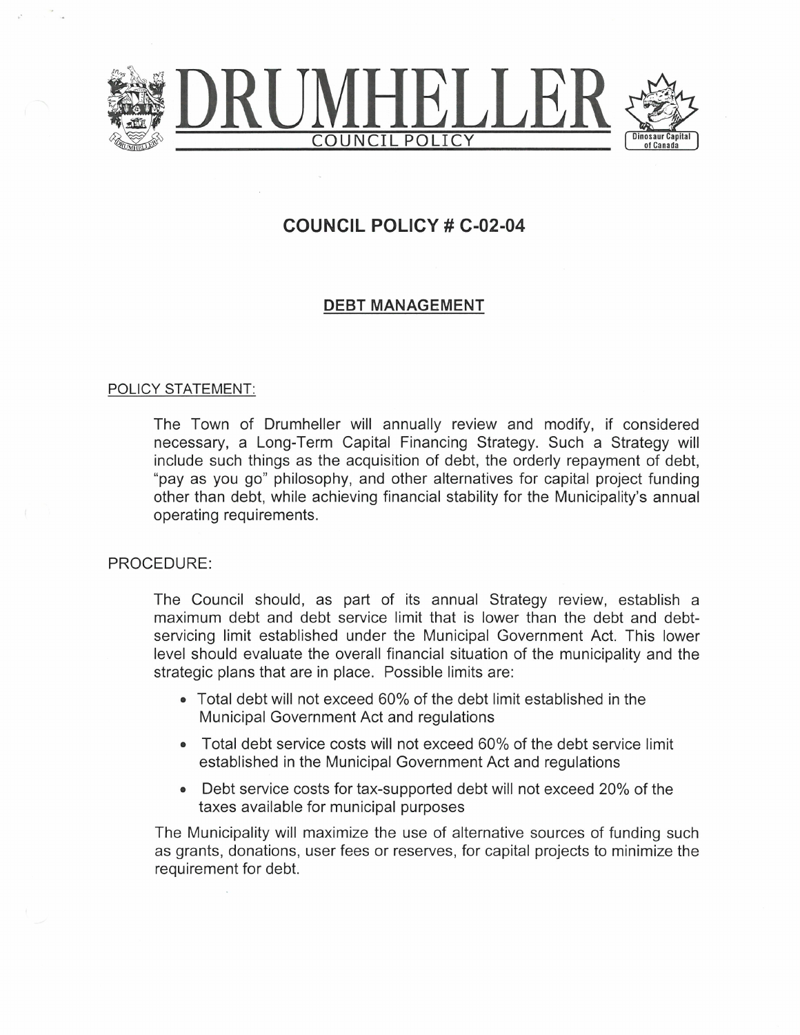# DRUMHELLER

COUNCIL POLICY

## COUNCIL POLICY # C-02-04

### DEBT MANAGEMENT

POLICY STATEMENT:

The Town of Drumheller will annually review and modify, if considered necessary, a Long-Term Capital Financing Strategy. Such a Strategy will include such things as the acquisition of debt, the orderly repayment of debt, "pay as you go" philosophy, and other alternatives for capital project funding other than debt, while achieving financial stability for the Municipality's annual operating requirements.

PROCEDURE:

The Council should, as part of its annual Strategy review, establish a maximum debt and debt service limit that is lower than the debt and debt-servicing limit established under the Municipal Government Act. This lower level should evaluate the overall financial situation of the municipality and the strategic plans that are in place. Possible limits are:

- Total debt will not exceed 60% of the debt limit established in the Municipal Government Act and regulations
- Total debt service costs will not exceed 60% of the debt service limit established in the Municipal Government Act and regulations
- Debt service costs for tax-supported debt will not exceed 20% of the taxes available for municipal purposes

The Municipality will maximize the use of alternative sources of funding such as grants, donations, user fees or reserves, for capital projects to minimize the requirement for debt.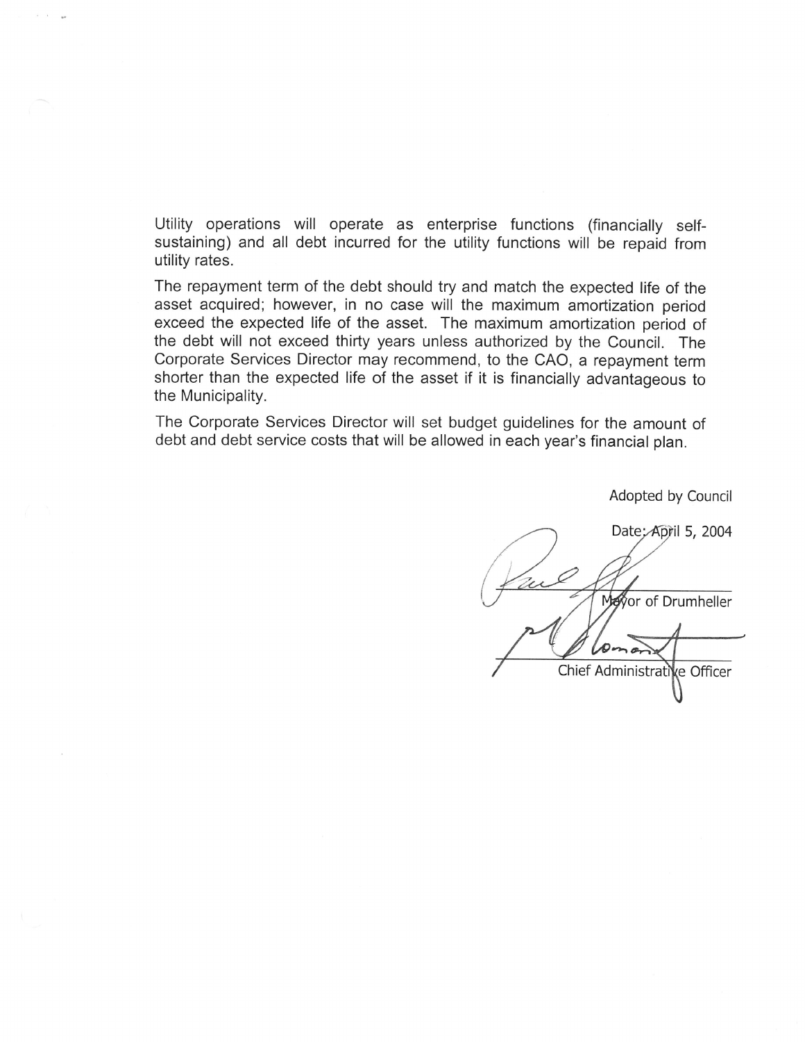Utility operations will operate as enterprise functions (financially self-sustaining) and all debt incurred for the utility functions will be repaid from utility rates.

The repayment term of the debt should try and match the expected life of the asset acquired; however, in no case will the maximum amortization period exceed the expected life of the asset. The maximum amortization period of the debt will not exceed thirty years unless authorized by the Council. The Corporate Services Director may recommend, to the CAO, a repayment term shorter than the expected life of the asset if it is financially advantageous to the Municipality.

The Corporate Services Director will set budget guidelines for the amount of debt and debt service costs that will be allowed in each year's financial plan.

Adopted by Council

Date: April 5, 2004

Mayor of Drumheller

Chief Administrative Officer